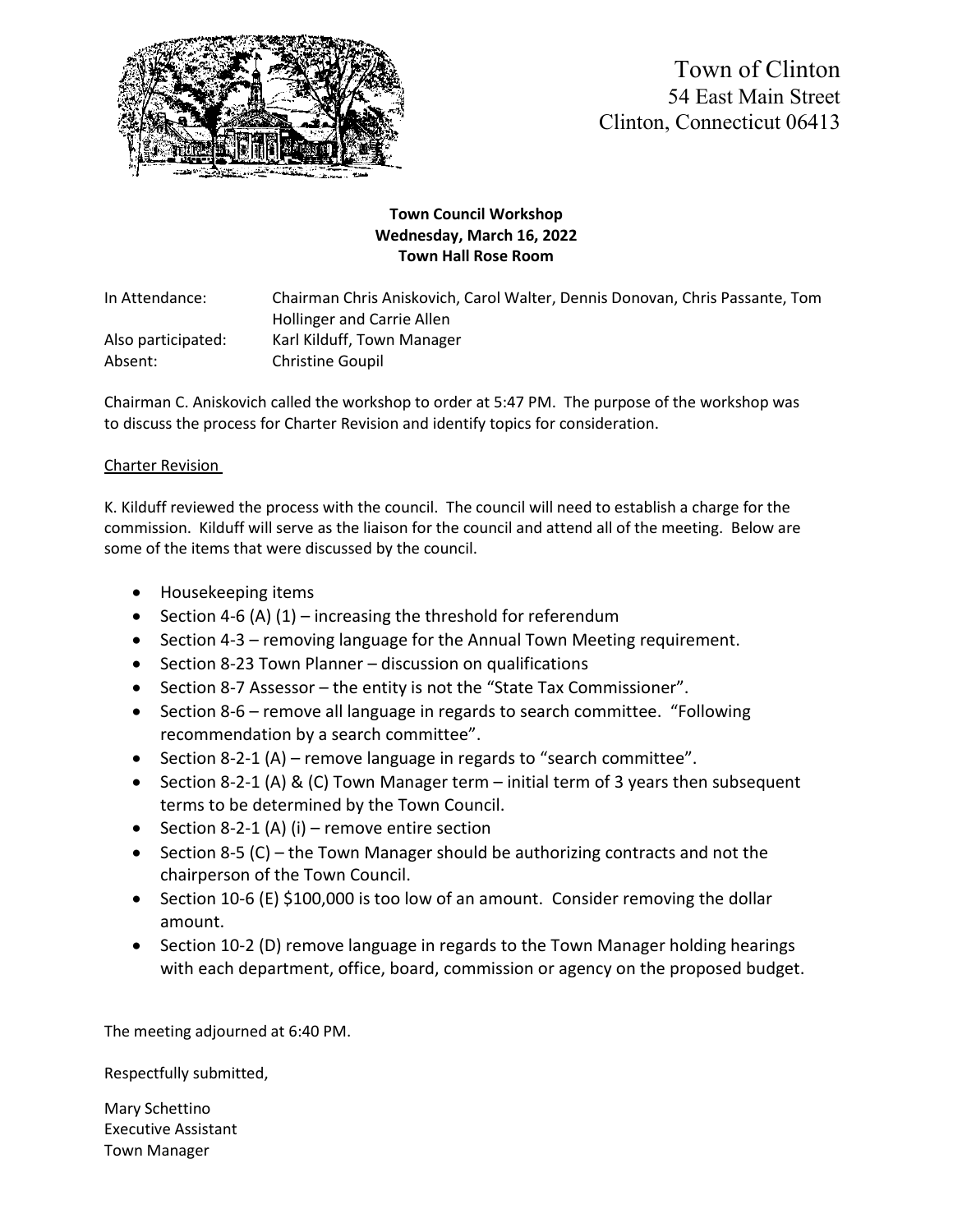Town of Clinton
54 East Main Street
Clinton, Connecticut 06413

**Town Council Workshop**
**Wednesday, March 16, 2022**
**Town Hall Rose Room**

In Attendance: Chairman Chris Aniskovich, Carol Walter, Dennis Donovan, Chris Passante, Tom Hollinger and Carrie Allen
Also participated: Karl Kilduff, Town Manager
Absent: Christine Goupil

Chairman C. Aniskovich called the workshop to order at 5:47 PM. The purpose of the workshop was to discuss the process for Charter Revision and identify topics for consideration.

Charter Revision

K. Kilduff reviewed the process with the council. The council will need to establish a charge for the commission. Kilduff will serve as the liaison for the council and attend all of the meeting. Below are some of the items that were discussed by the council.

- Housekeeping items
- Section 4-6 (A) (1) – increasing the threshold for referendum
- Section 4-3 – removing language for the Annual Town Meeting requirement.
- Section 8-23 Town Planner – discussion on qualifications
- Section 8-7 Assessor – the entity is not the "State Tax Commissioner".
- Section 8-6 – remove all language in regards to search committee. "Following recommendation by a search committee".
- Section 8-2-1 (A) – remove language in regards to "search committee".
- Section 8-2-1 (A) & (C) Town Manager term – initial term of 3 years then subsequent terms to be determined by the Town Council.
- Section 8-2-1 (A) (i) – remove entire section
- Section 8-5 (C) – the Town Manager should be authorizing contracts and not the chairperson of the Town Council.
- Section 10-6 (E) $100,000 is too low of an amount. Consider removing the dollar amount.
- Section 10-2 (D) remove language in regards to the Town Manager holding hearings with each department, office, board, commission or agency on the proposed budget.

The meeting adjourned at 6:40 PM.

Respectfully submitted,

Mary Schettino
Executive Assistant
Town Manager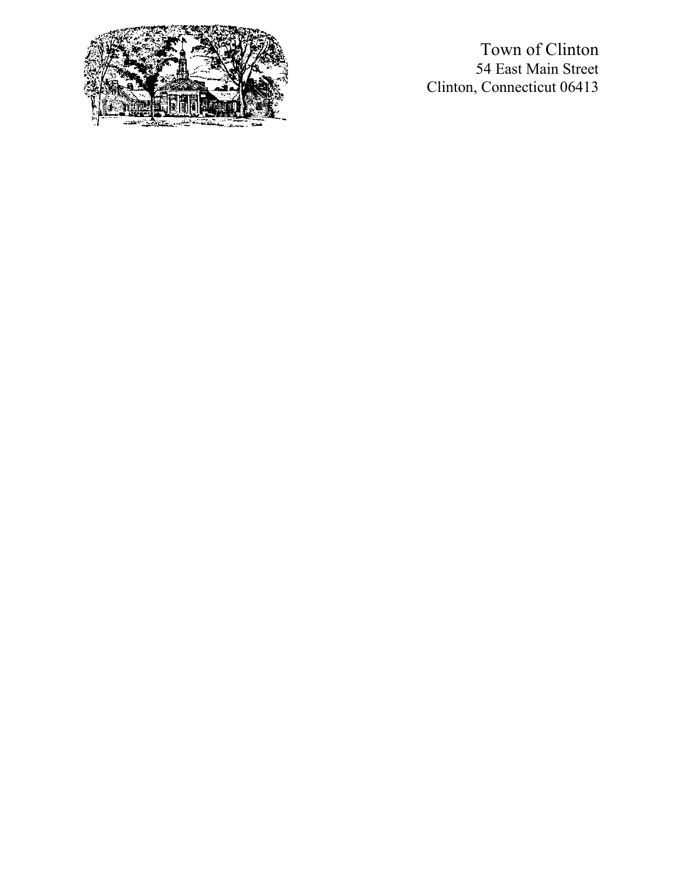Town of Clinton
54 East Main Street
Clinton, Connecticut 06413